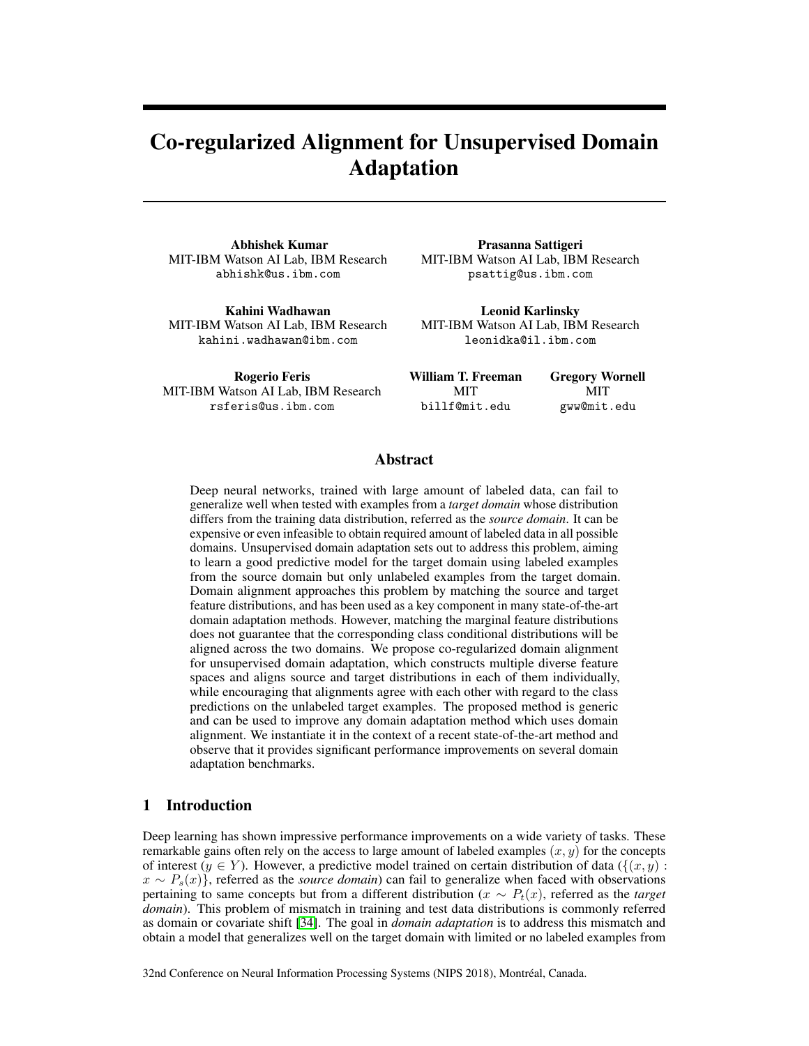# Co-regularized Alignment for Unsupervised Domain Adaptation

**Abhishek Kumar**
MIT-IBM Watson AI Lab, IBM Research
abhishk@us.ibm.com

**Prasanna Sattigeri**
MIT-IBM Watson AI Lab, IBM Research
psattig@us.ibm.com

**Kahini Wadhawan**
MIT-IBM Watson AI Lab, IBM Research
kahini.wadhawan@ibm.com

**Leonid Karlinsky**
MIT-IBM Watson AI Lab, IBM Research
leonidka@il.ibm.com

**Rogerio Feris**
MIT-IBM Watson AI Lab, IBM Research
rsferis@us.ibm.com

**William T. Freeman**
MIT
billf@mit.edu

**Gregory Wornell**
MIT
gww@mit.edu

## Abstract

Deep neural networks, trained with large amount of labeled data, can fail to generalize well when tested with examples from a *target domain* whose distribution differs from the training data distribution, referred as the *source domain*. It can be expensive or even infeasible to obtain required amount of labeled data in all possible domains. Unsupervised domain adaptation sets out to address this problem, aiming to learn a good predictive model for the target domain using labeled examples from the source domain but only unlabeled examples from the target domain. Domain alignment approaches this problem by matching the source and target feature distributions, and has been used as a key component in many state-of-the-art domain adaptation methods. However, matching the marginal feature distributions does not guarantee that the corresponding class conditional distributions will be aligned across the two domains. We propose co-regularized domain alignment for unsupervised domain adaptation, which constructs multiple diverse feature spaces and aligns source and target distributions in each of them individually, while encouraging that alignments agree with each other with regard to the class predictions on the unlabeled target examples. The proposed method is generic and can be used to improve any domain adaptation method which uses domain alignment. We instantiate it in the context of a recent state-of-the-art method and observe that it provides significant performance improvements on several domain adaptation benchmarks.

## 1 Introduction

Deep learning has shown impressive performance improvements on a wide variety of tasks. These remarkable gains often rely on the access to large amount of labeled examples $(x, y)$ for the concepts of interest $(y \in Y)$. However, a predictive model trained on certain distribution of data ($\{(x, y) : x \sim P_s(x)\}$, referred as the *source domain*) can fail to generalize when faced with observations pertaining to same concepts but from a different distribution ($x \sim P_t(x)$, referred as the *target domain*). This problem of mismatch in training and test data distributions is commonly referred as domain or covariate shift [34]. The goal in *domain adaptation* is to address this mismatch and obtain a model that generalizes well on the target domain with limited or no labeled examples from

32nd Conference on Neural Information Processing Systems (NIPS 2018), Montréal, Canada.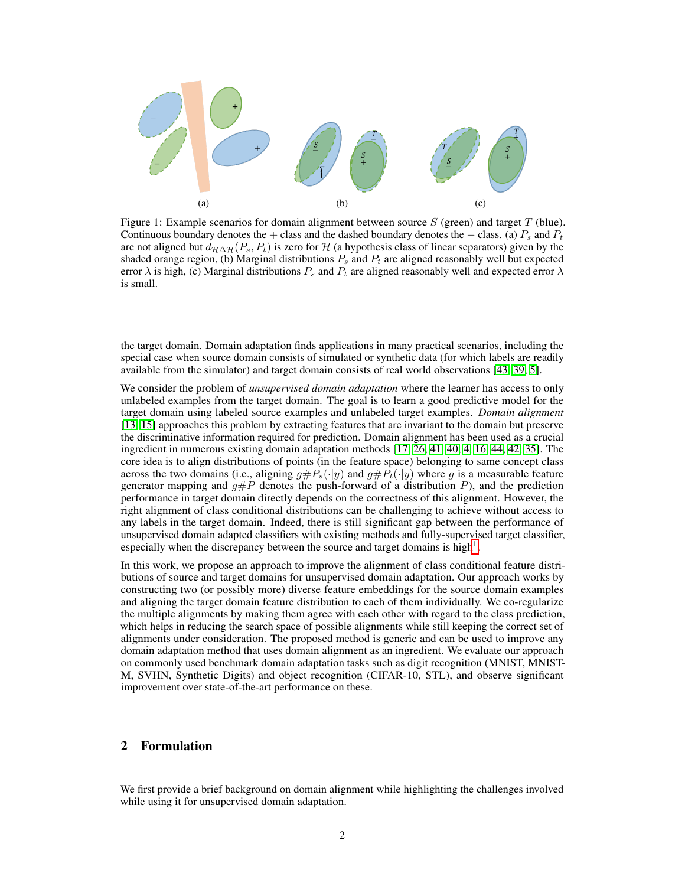Figure 1: Example scenarios for domain alignment between source $S$ (green) and target $T$ (blue). Continuous boundary denotes the $+$ class and the dashed boundary denotes the $-$ class. (a) $P_s$ and $P_t$ are not aligned but $d_{\mathcal{H}\Delta\mathcal{H}}(P_s, P_t)$ is zero for $\mathcal{H}$ (a hypothesis class of linear separators) given by the shaded orange region, (b) Marginal distributions $P_s$ and $P_t$ are aligned reasonably well but expected error $\lambda$ is high, (c) Marginal distributions $P_s$ and $P_t$ are aligned reasonably well and expected error $\lambda$ is small.

the target domain. Domain adaptation finds applications in many practical scenarios, including the special case when source domain consists of simulated or synthetic data (for which labels are readily available from the simulator) and target domain consists of real world observations [43, 39, 5].

We consider the problem of *unsupervised domain adaptation* where the learner has access to only unlabeled examples from the target domain. The goal is to learn a good predictive model for the target domain using labeled source examples and unlabeled target examples. *Domain alignment* [13, 15] approaches this problem by extracting features that are invariant to the domain but preserve the discriminative information required for prediction. Domain alignment has been used as a crucial ingredient in numerous existing domain adaptation methods [17, 26, 41, 40, 4, 16, 44, 42, 35]. The core idea is to align distributions of points (in the feature space) belonging to same concept class across the two domains (i.e., aligning $g\#P_s(\cdot|y)$ and $g\#P_t(\cdot|y)$ where $g$ is a measurable feature generator mapping and $g\#P$ denotes the push-forward of a distribution $P$), and the prediction performance in target domain directly depends on the correctness of this alignment. However, the right alignment of class conditional distributions can be challenging to achieve without access to any labels in the target domain. Indeed, there is still significant gap between the performance of unsupervised domain adapted classifiers with existing methods and fully-supervised target classifier, especially when the discrepancy between the source and target domains is high[1].

In this work, we propose an approach to improve the alignment of class conditional feature distributions of source and target domains for unsupervised domain adaptation. Our approach works by constructing two (or possibly more) diverse feature embeddings for the source domain examples and aligning the target domain feature distribution to each of them individually. We co-regularize the multiple alignments by making them agree with each other with regard to the class prediction, which helps in reducing the search space of possible alignments while still keeping the correct set of alignments under consideration. The proposed method is generic and can be used to improve any domain adaptation method that uses domain alignment as an ingredient. We evaluate our approach on commonly used benchmark domain adaptation tasks such as digit recognition (MNIST, MNIST-M, SVHN, Synthetic Digits) and object recognition (CIFAR-10, STL), and observe significant improvement over state-of-the-art performance on these.

## 2 Formulation

We first provide a brief background on domain alignment while highlighting the challenges involved while using it for unsupervised domain adaptation.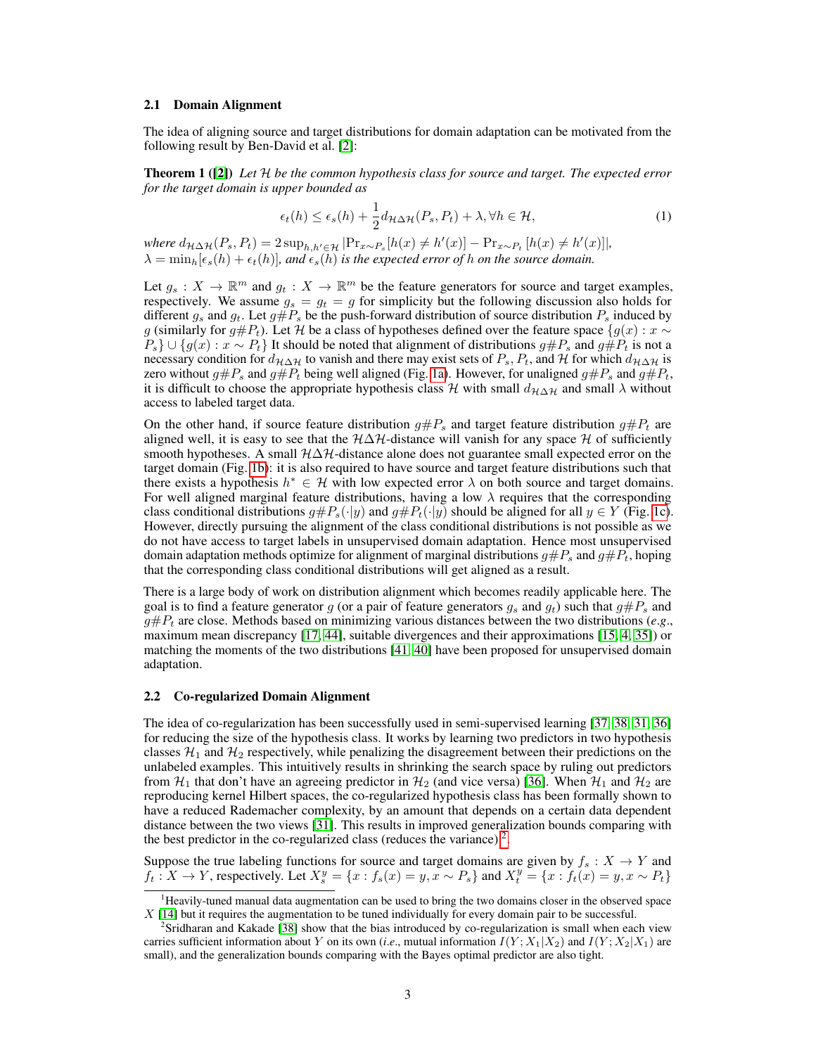### 2.1 Domain Alignment

The idea of aligning source and target distributions for domain adaptation can be motivated from the following result by Ben-David et al. [2]:

**Theorem 1 ([2])** *Let $\mathcal{H}$ be the common hypothesis class for source and target. The expected error for the target domain is upper bounded as*

$$\epsilon_t(h) \leq \epsilon_s(h) + \frac{1}{2} d_{\mathcal{H}\Delta\mathcal{H}}(P_s, P_t) + \lambda, \forall h \in \mathcal{H}, \tag{1}$$

*where* $d_{\mathcal{H}\Delta\mathcal{H}}(P_s, P_t) = 2 \sup_{h,h' \in \mathcal{H}} |\Pr_{x \sim P_s}[h(x) \neq h'(x)] - \Pr_{x \sim P_t}[h(x) \neq h'(x)]|$, $\lambda = \min_h[\epsilon_s(h) + \epsilon_t(h)]$, *and $\epsilon_s(h)$ is the expected error of $h$ on the source domain.*

Let $g_s : X \to \mathbb{R}^m$ and $g_t : X \to \mathbb{R}^m$ be the feature generators for source and target examples, respectively. We assume $g_s = g_t = g$ for simplicity but the following discussion also holds for different $g_s$ and $g_t$. Let $g\#P_s$ be the push-forward distribution of source distribution $P_s$ induced by $g$ (similarly for $g\#P_t$). Let $\mathcal{H}$ be a class of hypotheses defined over the feature space $\{g(x) : x \sim P_s\} \cup \{g(x) : x \sim P_t\}$ It should be noted that alignment of distributions $g\#P_s$ and $g\#P_t$ is not a necessary condition for $d_{\mathcal{H}\Delta\mathcal{H}}$ to vanish and there may exist sets of $P_s$, $P_t$, and $\mathcal{H}$ for which $d_{\mathcal{H}\Delta\mathcal{H}}$ is zero without $g\#P_s$ and $g\#P_t$ being well aligned (Fig. 1a). However, for unaligned $g\#P_s$ and $g\#P_t$, it is difficult to choose the appropriate hypothesis class $\mathcal{H}$ with small $d_{\mathcal{H}\Delta\mathcal{H}}$ and small $\lambda$ without access to labeled target data.

On the other hand, if source feature distribution $g\#P_s$ and target feature distribution $g\#P_t$ are aligned well, it is easy to see that the $\mathcal{H}\Delta\mathcal{H}$-distance will vanish for any space $\mathcal{H}$ of sufficiently smooth hypotheses. A small $\mathcal{H}\Delta\mathcal{H}$-distance alone does not guarantee small expected error on the target domain (Fig. 1b): it is also required to have source and target feature distributions such that there exists a hypothesis $h^* \in \mathcal{H}$ with low expected error $\lambda$ on both source and target domains. For well aligned marginal feature distributions, having a low $\lambda$ requires that the corresponding class conditional distributions $g\#P_s(\cdot|y)$ and $g\#P_t(\cdot|y)$ should be aligned for all $y \in Y$ (Fig. 1c). However, directly pursuing the alignment of the class conditional distributions is not possible as we do not have access to target labels in unsupervised domain adaptation. Hence most unsupervised domain adaptation methods optimize for alignment of marginal distributions $g\#P_s$ and $g\#P_t$, hoping that the corresponding class conditional distributions will get aligned as a result.

There is a large body of work on distribution alignment which becomes readily applicable here. The goal is to find a feature generator $g$ (or a pair of feature generators $g_s$ and $g_t$) such that $g\#P_s$ and $g\#P_t$ are close. Methods based on minimizing various distances between the two distributions (*e.g.*, maximum mean discrepancy [17, 44], suitable divergences and their approximations [15, 4, 35]) or matching the moments of the two distributions [41, 40] have been proposed for unsupervised domain adaptation.

### 2.2 Co-regularized Domain Alignment

The idea of co-regularization has been successfully used in semi-supervised learning [37, 38, 31, 36] for reducing the size of the hypothesis class. It works by learning two predictors in two hypothesis classes $\mathcal{H}_1$ and $\mathcal{H}_2$ respectively, while penalizing the disagreement between their predictions on the unlabeled examples. This intuitively results in shrinking the search space by ruling out predictors from $\mathcal{H}_1$ that don't have an agreeing predictor in $\mathcal{H}_2$ (and vice versa) [36]. When $\mathcal{H}_1$ and $\mathcal{H}_2$ are reproducing kernel Hilbert spaces, the co-regularized hypothesis class has been formally shown to have a reduced Rademacher complexity, by an amount that depends on a certain data dependent distance between the two views [31]. This results in improved generalization bounds comparing with the best predictor in the co-regularized class (reduces the variance)[2].

Suppose the true labeling functions for source and target domains are given by $f_s : X \to Y$ and $f_t : X \to Y$, respectively. Let $X_s^y = \{x : f_s(x) = y, x \sim P_s\}$ and $X_t^y = \{x : f_t(x) = y, x \sim P_t\}$

[1] Heavily-tuned manual data augmentation can be used to bring the two domains closer in the observed space $X$ [14] but it requires the augmentation to be tuned individually for every domain pair to be successful.

[2] Sridharan and Kakade [38] show that the bias introduced by co-regularization is small when each view carries sufficient information about $Y$ on its own (*i.e.*, mutual information $I(Y; X_1|X_2)$ and $I(Y; X_2|X_1)$ are small), and the generalization bounds comparing with the Bayes optimal predictor are also tight.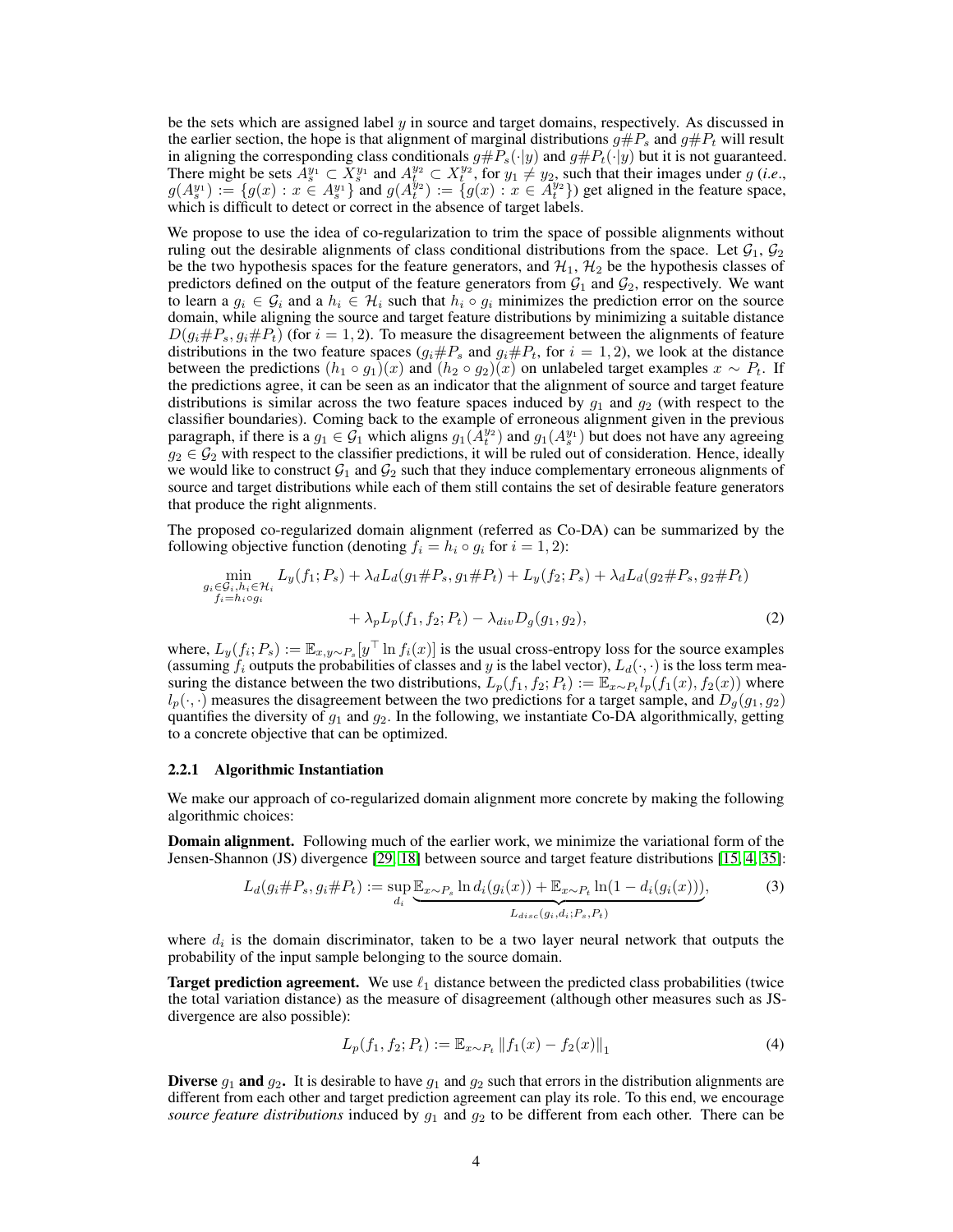be the sets which are assigned label $y$ in source and target domains, respectively. As discussed in the earlier section, the hope is that alignment of marginal distributions $g\#P_s$ and $g\#P_t$ will result in aligning the corresponding class conditionals $g\#P_s(\cdot|y)$ and $g\#P_t(\cdot|y)$ but it is not guaranteed. There might be sets $A_s^{y_1} \subset X_s^{y_1}$ and $A_t^{y_2} \subset X_t^{y_2}$, for $y_1 \neq y_2$, such that their images under $g$ (*i.e.*, $g(A_s^{y_1}) := \{g(x) : x \in A_s^{y_1}\}$ and $g(A_t^{y_2}) := \{g(x) : x \in A_t^{y_2}\}$) get aligned in the feature space, which is difficult to detect or correct in the absence of target labels.

We propose to use the idea of co-regularization to trim the space of possible alignments without ruling out the desirable alignments of class conditional distributions from the space. Let $\mathcal{G}_1$, $\mathcal{G}_2$ be the two hypothesis spaces for the feature generators, and $\mathcal{H}_1$, $\mathcal{H}_2$ be the hypothesis classes of predictors defined on the output of the feature generators from $\mathcal{G}_1$ and $\mathcal{G}_2$, respectively. We want to learn a $g_i \in \mathcal{G}_i$ and a $h_i \in \mathcal{H}_i$ such that $h_i \circ g_i$ minimizes the prediction error on the source domain, while aligning the source and target feature distributions by minimizing a suitable distance $D(g_i\#P_s, g_i\#P_t)$ (for $i = 1, 2$). To measure the disagreement between the alignments of feature distributions in the two feature spaces ($g_i\#P_s$ and $g_i\#P_t$, for $i = 1, 2$), we look at the distance between the predictions $(h_1 \circ g_1)(x)$ and $(h_2 \circ g_2)(x)$ on unlabeled target examples $x \sim P_t$. If the predictions agree, it can be seen as an indicator that the alignment of source and target feature distributions is similar across the two feature spaces induced by $g_1$ and $g_2$ (with respect to the classifier boundaries). Coming back to the example of erroneous alignment given in the previous paragraph, if there is a $g_1 \in \mathcal{G}_1$ which aligns $g_1(A_t^{y_2})$ and $g_1(A_s^{y_1})$ but does not have any agreeing $g_2 \in \mathcal{G}_2$ with respect to the classifier predictions, it will be ruled out of consideration. Hence, ideally we would like to construct $\mathcal{G}_1$ and $\mathcal{G}_2$ such that they induce complementary erroneous alignments of source and target distributions while each of them still contains the set of desirable feature generators that produce the right alignments.

The proposed co-regularized domain alignment (referred as Co-DA) can be summarized by the following objective function (denoting $f_i = h_i \circ g_i$ for $i = 1, 2$):

$$\min_{\substack{g_i \in \mathcal{G}_i, h_i \in \mathcal{H}_i \\ f_i = h_i \circ g_i}} L_y(f_1; P_s) + \lambda_d L_d(g_1\#P_s, g_1\#P_t) + L_y(f_2; P_s) + \lambda_d L_d(g_2\#P_s, g_2\#P_t)$$
$$+ \lambda_p L_p(f_1, f_2; P_t) - \lambda_{div} D_g(g_1, g_2), \tag{2}$$

where, $L_y(f_i; P_s) := \mathbb{E}_{x,y \sim P_s}[y^\top \ln f_i(x)]$ is the usual cross-entropy loss for the source examples (assuming $f_i$ outputs the probabilities of classes and $y$ is the label vector), $L_d(\cdot, \cdot)$ is the loss term measuring the distance between the two distributions, $L_p(f_1, f_2; P_t) := \mathbb{E}_{x \sim P_t} l_p(f_1(x), f_2(x))$ where $l_p(\cdot, \cdot)$ measures the disagreement between the two predictions for a target sample, and $D_g(g_1, g_2)$ quantifies the diversity of $g_1$ and $g_2$. In the following, we instantiate Co-DA algorithmically, getting to a concrete objective that can be optimized.

#### 2.2.1 Algorithmic Instantiation

We make our approach of co-regularized domain alignment more concrete by making the following algorithmic choices:

**Domain alignment.** Following much of the earlier work, we minimize the variational form of the Jensen-Shannon (JS) divergence [29, 18] between source and target feature distributions [15, 4, 35]:

$$L_d(g_i\#P_s, g_i\#P_t) := \sup_{d_i} \underbrace{\mathbb{E}_{x \sim P_s} \ln d_i(g_i(x)) + \mathbb{E}_{x \sim P_t} \ln(1 - d_i(g_i(x)))}_{L_{disc}(g_i, d_i; P_s, P_t)}, \tag{3}$$

where $d_i$ is the domain discriminator, taken to be a two layer neural network that outputs the probability of the input sample belonging to the source domain.

**Target prediction agreement.** We use $\ell_1$ distance between the predicted class probabilities (twice the total variation distance) as the measure of disagreement (although other measures such as JS-divergence are also possible):

$$L_p(f_1, f_2; P_t) := \mathbb{E}_{x \sim P_t} \|f_1(x) - f_2(x)\|_1 \tag{4}$$

**Diverse $g_1$ and $g_2$.** It is desirable to have $g_1$ and $g_2$ such that errors in the distribution alignments are different from each other and target prediction agreement can play its role. To this end, we encourage *source feature distributions* induced by $g_1$ and $g_2$ to be different from each other. There can be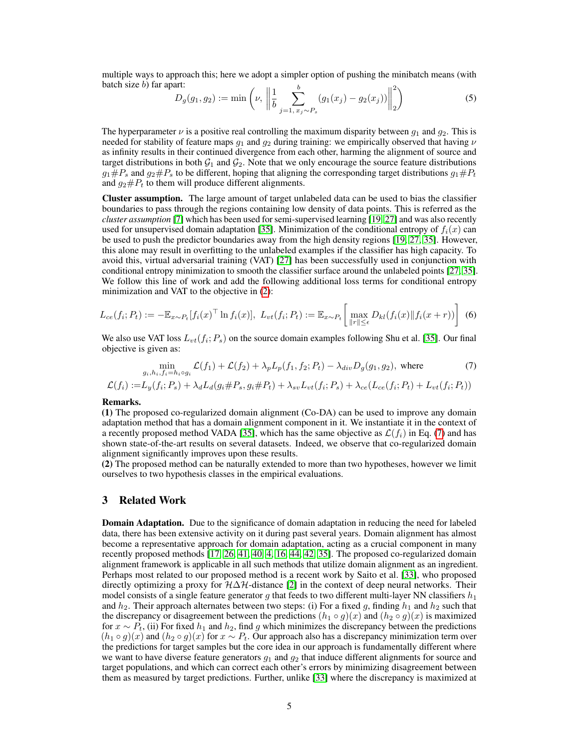multiple ways to approach this; here we adopt a simpler option of pushing the minibatch means (with batch size $b$) far apart:

$$D_g(g_1, g_2) := \min\left(\nu, \left\| \frac{1}{b} \sum_{j=1,\, x_j \sim P_s}^{b} (g_1(x_j) - g_2(x_j)) \right\|_2^2 \right) \tag{5}$$

The hyperparameter $\nu$ is a positive real controlling the maximum disparity between $g_1$ and $g_2$. This is needed for stability of feature maps $g_1$ and $g_2$ during training: we empirically observed that having $\nu$ as infinity results in their continued divergence from each other, harming the alignment of source and target distributions in both $\mathcal{G}_1$ and $\mathcal{G}_2$. Note that we only encourage the source feature distributions $g_1\#P_s$ and $g_2\#P_s$ to be different, hoping that aligning the corresponding target distributions $g_1\#P_t$ and $g_2\#P_t$ to them will produce different alignments.

**Cluster assumption.** The large amount of target unlabeled data can be used to bias the classifier boundaries to pass through the regions containing low density of data points. This is referred as the *cluster assumption* [7] which has been used for semi-supervised learning [19, 27] and was also recently used for unsupervised domain adaptation [35]. Minimization of the conditional entropy of $f_i(x)$ can be used to push the predictor boundaries away from the high density regions [19, 27, 35]. However, this alone may result in overfitting to the unlabeled examples if the classifier has high capacity. To avoid this, virtual adversarial training (VAT) [27] has been successfully used in conjunction with conditional entropy minimization to smooth the classifier surface around the unlabeled points [27, 35]. We follow this line of work and add the following additional loss terms for conditional entropy minimization and VAT to the objective in (2):

$$L_{ce}(f_i; P_t) := -\mathbb{E}_{x\sim P_t}[f_i(x)^\top \ln f_i(x)],\; L_{vt}(f_i; P_t) := \mathbb{E}_{x\sim P_t}\left[\max_{\|r\|\le\epsilon} D_{kl}(f_i(x) \| f_i(x+r))\right] \tag{6}$$

We also use VAT loss $L_{vt}(f_i; P_s)$ on the source domain examples following Shu et al. [35]. Our final objective is given as:

$$\min_{g_i, h_i, f_i = h_i \circ g_i} \mathcal{L}(f_1) + \mathcal{L}(f_2) + \lambda_p L_p(f_1, f_2; P_t) - \lambda_{div} D_g(g_1, g_2), \text{ where} \tag{7}$$

$$\mathcal{L}(f_i) := L_y(f_i; P_s) + \lambda_d L_d(g_i\#P_s, g_i\#P_t) + \lambda_{sv} L_{vt}(f_i; P_s) + \lambda_{ce}(L_{ce}(f_i; P_t) + L_{vt}(f_i; P_t))$$

**Remarks.**

**(1)** The proposed co-regularized domain alignment (Co-DA) can be used to improve any domain adaptation method that has a domain alignment component in it. We instantiate it in the context of a recently proposed method VADA [35], which has the same objective as $\mathcal{L}(f_i)$ in Eq. (7) and has shown state-of-the-art results on several datasets. Indeed, we observe that co-regularized domain alignment significantly improves upon these results.

**(2)** The proposed method can be naturally extended to more than two hypotheses, however we limit ourselves to two hypothesis classes in the empirical evaluations.

## 3 Related Work

**Domain Adaptation.** Due to the significance of domain adaptation in reducing the need for labeled data, there has been extensive activity on it during past several years. Domain alignment has almost become a representative approach for domain adaptation, acting as a crucial component in many recently proposed methods [17, 26, 41, 40, 4, 16, 44, 42, 35]. The proposed co-regularized domain alignment framework is applicable in all such methods that utilize domain alignment as an ingredient. Perhaps most related to our proposed method is a recent work by Saito et al. [33], who proposed directly optimizing a proxy for $\mathcal{H}\Delta\mathcal{H}$-distance [2] in the context of deep neural networks. Their model consists of a single feature generator $g$ that feeds to two different multi-layer NN classifiers $h_1$ and $h_2$. Their approach alternates between two steps: (i) For a fixed $g$, finding $h_1$ and $h_2$ such that the discrepancy or disagreement between the predictions $(h_1 \circ g)(x)$ and $(h_2 \circ g)(x)$ is maximized for $x \sim P_t$, (ii) For fixed $h_1$ and $h_2$, find $g$ which minimizes the discrepancy between the predictions $(h_1 \circ g)(x)$ and $(h_2 \circ g)(x)$ for $x \sim P_t$. Our approach also has a discrepancy minimization term over the predictions for target samples but the core idea in our approach is fundamentally different where we want to have diverse feature generators $g_1$ and $g_2$ that induce different alignments for source and target populations, and which can correct each other's errors by minimizing disagreement between them as measured by target predictions. Further, unlike [33] where the discrepancy is maximized at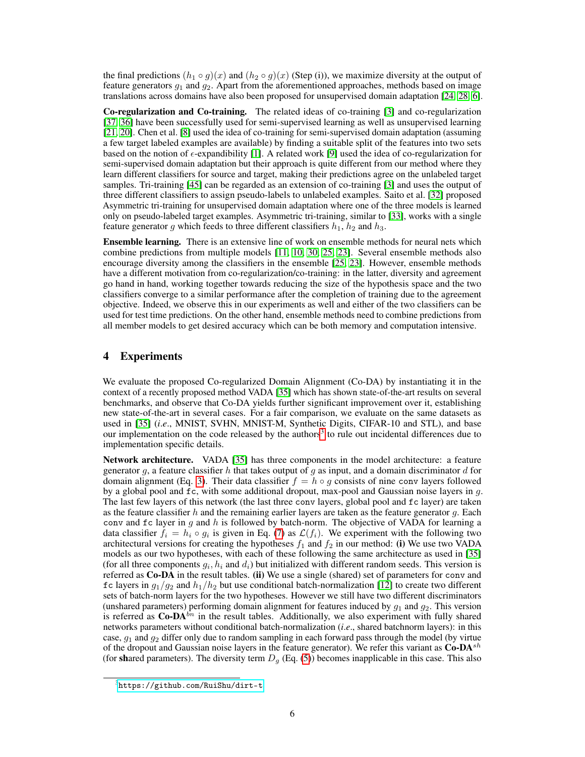the final predictions $(h_1 \circ g)(x)$ and $(h_2 \circ g)(x)$ (Step (i)), we maximize diversity at the output of feature generators $g_1$ and $g_2$. Apart from the aforementioned approaches, methods based on image translations across domains have also been proposed for unsupervised domain adaptation [24, 28, 6].

**Co-regularization and Co-training.** The related ideas of co-training [3] and co-regularization [37, 36] have been successfully used for semi-supervised learning as well as unsupervised learning [21, 20]. Chen et al. [8] used the idea of co-training for semi-supervised domain adaptation (assuming a few target labeled examples are available) by finding a suitable split of the features into two sets based on the notion of $\epsilon$-expandibility [1]. A related work [9] used the idea of co-regularization for semi-supervised domain adaptation but their approach is quite different from our method where they learn different classifiers for source and target, making their predictions agree on the unlabeled target samples. Tri-training [45] can be regarded as an extension of co-training [3] and uses the output of three different classifiers to assign pseudo-labels to unlabeled examples. Saito et al. [32] proposed Asymmetric tri-training for unsupervised domain adaptation where one of the three models is learned only on pseudo-labeled target examples. Asymmetric tri-training, similar to [33], works with a single feature generator $g$ which feeds to three different classifiers $h_1$, $h_2$ and $h_3$.

**Ensemble learning.** There is an extensive line of work on ensemble methods for neural nets which combine predictions from multiple models [11, 10, 30, 25, 23]. Several ensemble methods also encourage diversity among the classifiers in the ensemble [25, 23]. However, ensemble methods have a different motivation from co-regularization/co-training: in the latter, diversity and agreement go hand in hand, working together towards reducing the size of the hypothesis space and the two classifiers converge to a similar performance after the completion of training due to the agreement objective. Indeed, we observe this in our experiments as well and either of the two classifiers can be used for test time predictions. On the other hand, ensemble methods need to combine predictions from all member models to get desired accuracy which can be both memory and computation intensive.

# 4 Experiments

We evaluate the proposed Co-regularized Domain Alignment (Co-DA) by instantiating it in the context of a recently proposed method VADA [35] which has shown state-of-the-art results on several benchmarks, and observe that Co-DA yields further significant improvement over it, establishing new state-of-the-art in several cases. For a fair comparison, we evaluate on the same datasets as used in [35] (*i.e.*, MNIST, SVHN, MNIST-M, Synthetic Digits, CIFAR-10 and STL), and base our implementation on the code released by the authors[3] to rule out incidental differences due to implementation specific details.

**Network architecture.** VADA [35] has three components in the model architecture: a feature generator $g$, a feature classifier $h$ that takes output of $g$ as input, and a domain discriminator $d$ for domain alignment (Eq. 3). Their data classifier $f = h \circ g$ consists of nine `conv` layers followed by a global pool and `fc`, with some additional dropout, max-pool and Gaussian noise layers in $g$. The last few layers of this network (the last three `conv` layers, global pool and `fc` layer) are taken as the feature classifier $h$ and the remaining earlier layers are taken as the feature generator $g$. Each `conv` and `fc` layer in $g$ and $h$ is followed by batch-norm. The objective of VADA for learning a data classifier $f_i = h_i \circ g_i$ is given in Eq. (7) as $\mathcal{L}(f_i)$. We experiment with the following two architectural versions for creating the hypotheses $f_1$ and $f_2$ in our method: **(i)** We use two VADA models as our two hypotheses, with each of these following the same architecture as used in [35] (for all three components $g_i, h_i$ and $d_i$) but initialized with different random seeds. This version is referred as **Co-DA** in the result tables. **(ii)** We use a single (shared) set of parameters for `conv` and `fc` layers in $g_1/g_2$ and $h_1/h_2$ but use conditional batch-normalization [12] to create two different sets of batch-norm layers for the two hypotheses. However we still have two different discriminators (unshared parameters) performing domain alignment for features induced by $g_1$ and $g_2$. This version is referred as **Co-DA**$^{bn}$ in the result tables. Additionally, we also experiment with fully shared networks parameters without conditional batch-normalization (*i.e.*, shared batchnorm layers): in this case, $g_1$ and $g_2$ differ only due to random sampling in each forward pass through the model (by virtue of the dropout and Gaussian noise layers in the feature generator). We refer this variant as **Co-DA**$^{sh}$ (for **sh**ared parameters). The diversity term $D_g$ (Eq. (5)) becomes inapplicable in this case. This also

[3] https://github.com/RuiShu/dirt-t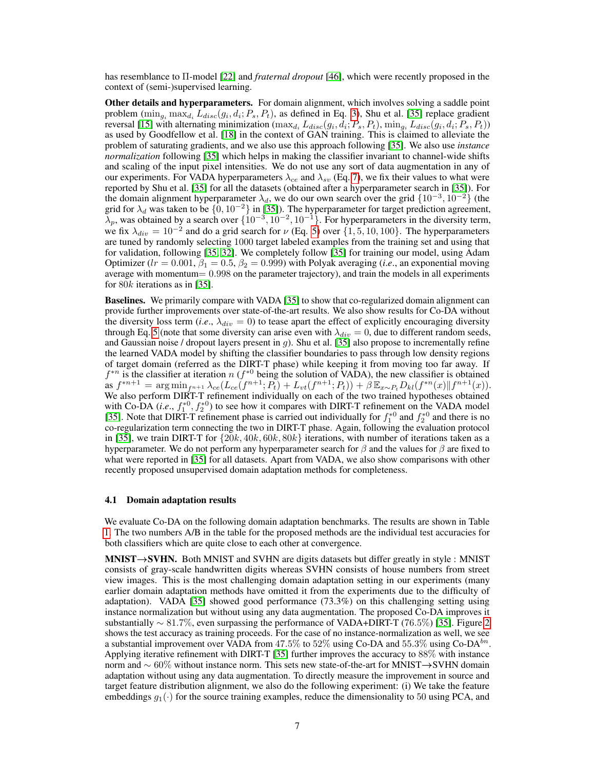has resemblance to Π-model [22] and *fraternal dropout* [46], which were recently proposed in the context of (semi-)supervised learning.

**Other details and hyperparameters.** For domain alignment, which involves solving a saddle point problem ($\min_{g_i} \max_{d_i} L_{disc}(g_i, d_i; P_s, P_t)$, as defined in Eq. 3), Shu et al. [35] replace gradient reversal [15] with alternating minimization ($\max_{d_i} L_{disc}(g_i, d_i; P_s, P_t)$, $\min_{g_i} L_{disc}(g_i, d_i; P_s, P_t)$) as used by Goodfellow et al. [18] in the context of GAN training. This is claimed to alleviate the problem of saturating gradients, and we also use this approach following [35]. We also use *instance normalization* following [35] which helps in making the classifier invariant to channel-wide shifts and scaling of the input pixel intensities. We do not use any sort of data augmentation in any of our experiments. For VADA hyperparameters $\lambda_{ce}$ and $\lambda_{sv}$ (Eq. 7), we fix their values to what were reported by Shu et al. [35] for all the datasets (obtained after a hyperparameter search in [35]). For the domain alignment hyperparameter $\lambda_d$, we do our own search over the grid $\{10^{-3}, 10^{-2}\}$ (the grid for $\lambda_d$ was taken to be $\{0, 10^{-2}\}$ in [35]). The hyperparameter for target prediction agreement, $\lambda_p$, was obtained by a search over $\{10^{-3}, 10^{-2}, 10^{-1}\}$. For hyperparameters in the diversity term, we fix $\lambda_{div} = 10^{-2}$ and do a grid search for $\nu$ (Eq. 5) over $\{1, 5, 10, 100\}$. The hyperparameters are tuned by randomly selecting 1000 target labeled examples from the training set and using that for validation, following [35, 32]. We completely follow [35] for training our model, using Adam Optimizer ($lr = 0.001$, $\beta_1 = 0.5$, $\beta_2 = 0.999$) with Polyak averaging (*i.e.*, an exponential moving average with momentum$= 0.998$ on the parameter trajectory), and train the models in all experiments for $80k$ iterations as in [35].

**Baselines.** We primarily compare with VADA [35] to show that co-regularized domain alignment can provide further improvements over state-of-the-art results. We also show results for Co-DA without the diversity loss term (*i.e.*, $\lambda_{div} = 0$) to tease apart the effect of explicitly encouraging diversity through Eq. 5 (note that some diversity can arise even with $\lambda_{div} = 0$, due to different random seeds, and Gaussian noise / dropout layers present in $g$). Shu et al. [35] also propose to incrementally refine the learned VADA model by shifting the classifier boundaries to pass through low density regions of target domain (referred as the DIRT-T phase) while keeping it from moving too far away. If $f^{*n}$ is the classifier at iteration $n$ ($f^{*0}$ being the solution of VADA), the new classifier is obtained as $f^{*n+1} = \arg\min_{f^{n+1}} \lambda_{ce}(L_{ce}(f^{n+1}; P_t) + L_{vt}(f^{n+1}; P_t)) + \beta\, \mathbb{E}_{x\sim P_t} D_{kl}(f^{*n}(x) \| f^{n+1}(x))$. We also perform DIRT-T refinement individually on each of the two trained hypotheses obtained with Co-DA (*i.e.*, $f_1^{*0}, f_2^{*0}$) to see how it compares with DIRT-T refinement on the VADA model [35]. Note that DIRT-T refinement phase is carried out individually for $f_1^{*0}$ and $f_2^{*0}$ and there is no co-regularization term connecting the two in DIRT-T phase. Again, following the evaluation protocol in [35], we train DIRT-T for $\{20k, 40k, 60k, 80k\}$ iterations, with number of iterations taken as a hyperparameter. We do not perform any hyperparameter search for $\beta$ and the values for $\beta$ are fixed to what were reported in [35] for all datasets. Apart from VADA, we also show comparisons with other recently proposed unsupervised domain adaptation methods for completeness.

### 4.1 Domain adaptation results

We evaluate Co-DA on the following domain adaptation benchmarks. The results are shown in Table 1. The two numbers A/B in the table for the proposed methods are the individual test accuracies for both classifiers which are quite close to each other at convergence.

**MNIST→SVHN.** Both MNIST and SVHN are digits datasets but differ greatly in style : MNIST consists of gray-scale handwritten digits whereas SVHN consists of house numbers from street view images. This is the most challenging domain adaptation setting in our experiments (many earlier domain adaptation methods have omitted it from the experiments due to the difficulty of adaptation). VADA [35] showed good performance (73.3%) on this challenging setting using instance normalization but without using any data augmentation. The proposed Co-DA improves it substantially $\sim 81.7\%$, even surpassing the performance of VADA+DIRT-T (76.5%) [35]. Figure 2 shows the test accuracy as training proceeds. For the case of no instance-normalization as well, we see a substantial improvement over VADA from $47.5\%$ to $52\%$ using Co-DA and $55.3\%$ using Co-DA$^{bn}$. Applying iterative refinement with DIRT-T [35] further improves the accuracy to $88\%$ with instance norm and $\sim 60\%$ without instance norm. This sets new state-of-the-art for MNIST→SVHN domain adaptation without using any data augmentation. To directly measure the improvement in source and target feature distribution alignment, we also do the following experiment: (i) We take the feature embeddings $g_1(\cdot)$ for the source training examples, reduce the dimensionality to 50 using PCA, and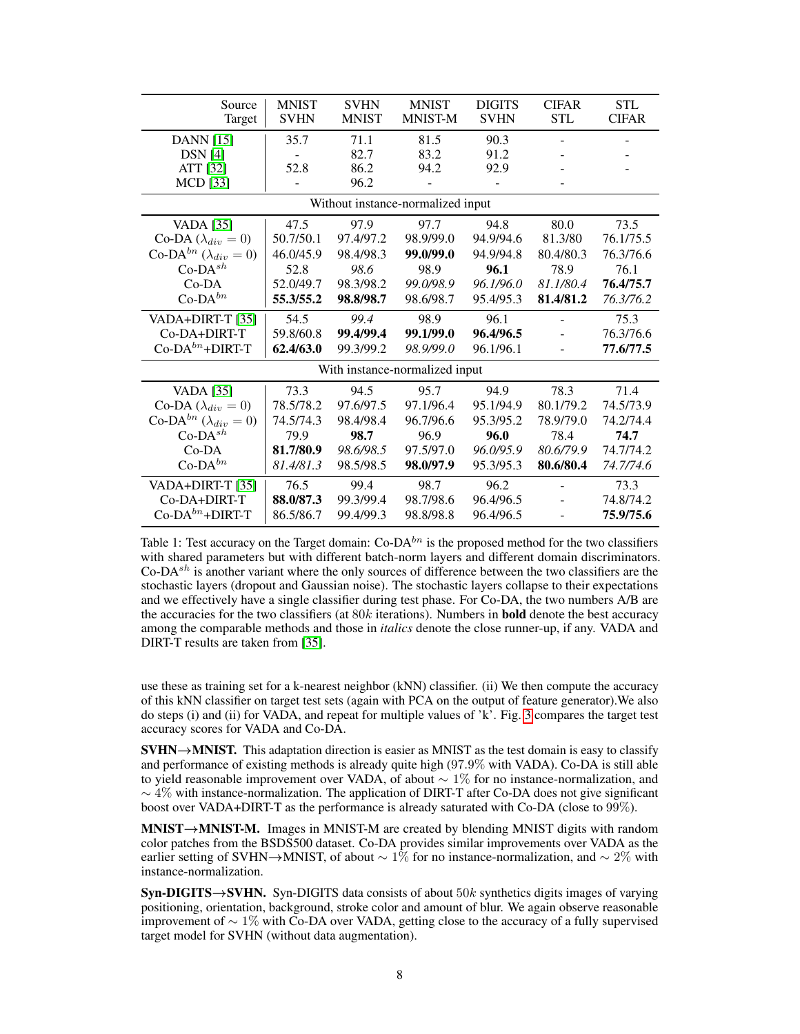| Source / Target | MNIST / SVHN | SVHN / MNIST | MNIST / MNIST-M | DIGITS / SVHN | CIFAR / STL | STL / CIFAR |
|---|---|---|---|---|---|---|
| DANN [15] | 35.7 | 71.1 | 81.5 | 90.3 | - | - |
| DSN [4] | - | 82.7 | 83.2 | 91.2 | - | - |
| ATT [32] | 52.8 | 86.2 | 94.2 | 92.9 | - | - |
| MCD [33] | - | 96.2 | - | - | - | |
| *Without instance-normalized input* | | | | | | |
| VADA [35] | 47.5 | 97.9 | 97.7 | 94.8 | 80.0 | 73.5 |
| Co-DA ($\lambda_{div}=0$) | 50.7/50.1 | 97.4/97.2 | 98.9/99.0 | 94.9/94.6 | 81.3/80 | 76.1/75.5 |
| Co-DA$^{bn}$ ($\lambda_{div}=0$) | 46.0/45.9 | 98.4/98.3 | **99.0/99.0** | 94.9/94.8 | 80.4/80.3 | 76.3/76.6 |
| Co-DA$^{sh}$ | 52.8 | *98.6* | 98.9 | **96.1** | 78.9 | 76.1 |
| Co-DA | 52.0/49.7 | 98.3/98.2 | *99.0/98.9* | *96.1/96.0* | *81.1/80.4* | **76.4/75.7** |
| Co-DA$^{bn}$ | **55.3/55.2** | **98.8/98.7** | 98.6/98.7 | 95.4/95.3 | **81.4/81.2** | *76.3/76.2* |
| VADA+DIRT-T [35] | 54.5 | *99.4* | 98.9 | 96.1 | - | 75.3 |
| Co-DA+DIRT-T | 59.8/60.8 | **99.4/99.4** | **99.1/99.0** | **96.4/96.5** | - | 76.3/76.6 |
| Co-DA$^{bn}$+DIRT-T | **62.4/63.0** | 99.3/99.2 | *98.9/99.0* | 96.1/96.1 | - | **77.6/77.5** |
| *With instance-normalized input* | | | | | | |
| VADA [35] | 73.3 | 94.5 | 95.7 | 94.9 | 78.3 | 71.4 |
| Co-DA ($\lambda_{div}=0$) | 78.5/78.2 | 97.6/97.5 | 97.1/96.4 | 95.1/94.9 | 80.1/79.2 | 74.5/73.9 |
| Co-DA$^{bn}$ ($\lambda_{div}=0$) | 74.5/74.3 | 98.4/98.4 | 96.7/96.6 | 95.3/95.2 | 78.9/79.0 | 74.2/74.4 |
| Co-DA$^{sh}$ | 79.9 | **98.7** | 96.9 | **96.0** | 78.4 | **74.7** |
| Co-DA | **81.7/80.9** | *98.6/98.5* | 97.5/97.0 | *96.0/95.9* | *80.6/79.9* | 74.7/74.2 |
| Co-DA$^{bn}$ | *81.4/81.3* | 98.5/98.5 | **98.0/97.9** | 95.3/95.3 | **80.6/80.4** | *74.7/74.6* |
| VADA+DIRT-T [35] | 76.5 | 99.4 | 98.7 | 96.2 | - | 73.3 |
| Co-DA+DIRT-T | **88.0/87.3** | 99.3/99.4 | 98.7/98.6 | 96.4/96.5 | - | 74.8/74.2 |
| Co-DA$^{bn}$+DIRT-T | 86.5/86.7 | 99.4/99.3 | 98.8/98.8 | 96.4/96.5 | - | **75.9/75.6** |

Table 1: Test accuracy on the Target domain: Co-DA$^{bn}$ is the proposed method for the two classifiers with shared parameters but with different batch-norm layers and different domain discriminators. Co-DA$^{sh}$ is another variant where the only sources of difference between the two classifiers are the stochastic layers (dropout and Gaussian noise). The stochastic layers collapse to their expectations and we effectively have a single classifier during test phase. For Co-DA, the two numbers A/B are the accuracies for the two classifiers (at $80k$ iterations). Numbers in **bold** denote the best accuracy among the comparable methods and those in *italics* denote the close runner-up, if any. VADA and DIRT-T results are taken from [35].

use these as training set for a k-nearest neighbor (kNN) classifier. (ii) We then compute the accuracy of this kNN classifier on target test sets (again with PCA on the output of feature generator).We also do steps (i) and (ii) for VADA, and repeat for multiple values of 'k'. Fig. 3 compares the target test accuracy scores for VADA and Co-DA.

**SVHN→MNIST.** This adaptation direction is easier as MNIST as the test domain is easy to classify and performance of existing methods is already quite high (97.9% with VADA). Co-DA is still able to yield reasonable improvement over VADA, of about $\sim 1\%$ for no instance-normalization, and $\sim 4\%$ with instance-normalization. The application of DIRT-T after Co-DA does not give significant boost over VADA+DIRT-T as the performance is already saturated with Co-DA (close to 99%).

**MNIST→MNIST-M.** Images in MNIST-M are created by blending MNIST digits with random color patches from the BSDS500 dataset. Co-DA provides similar improvements over VADA as the earlier setting of SVHN→MNIST, of about $\sim 1\%$ for no instance-normalization, and $\sim 2\%$ with instance-normalization.

**Syn-DIGITS→SVHN.** Syn-DIGITS data consists of about $50k$ synthetics digits images of varying positioning, orientation, background, stroke color and amount of blur. We again observe reasonable improvement of $\sim 1\%$ with Co-DA over VADA, getting close to the accuracy of a fully supervised target model for SVHN (without data augmentation).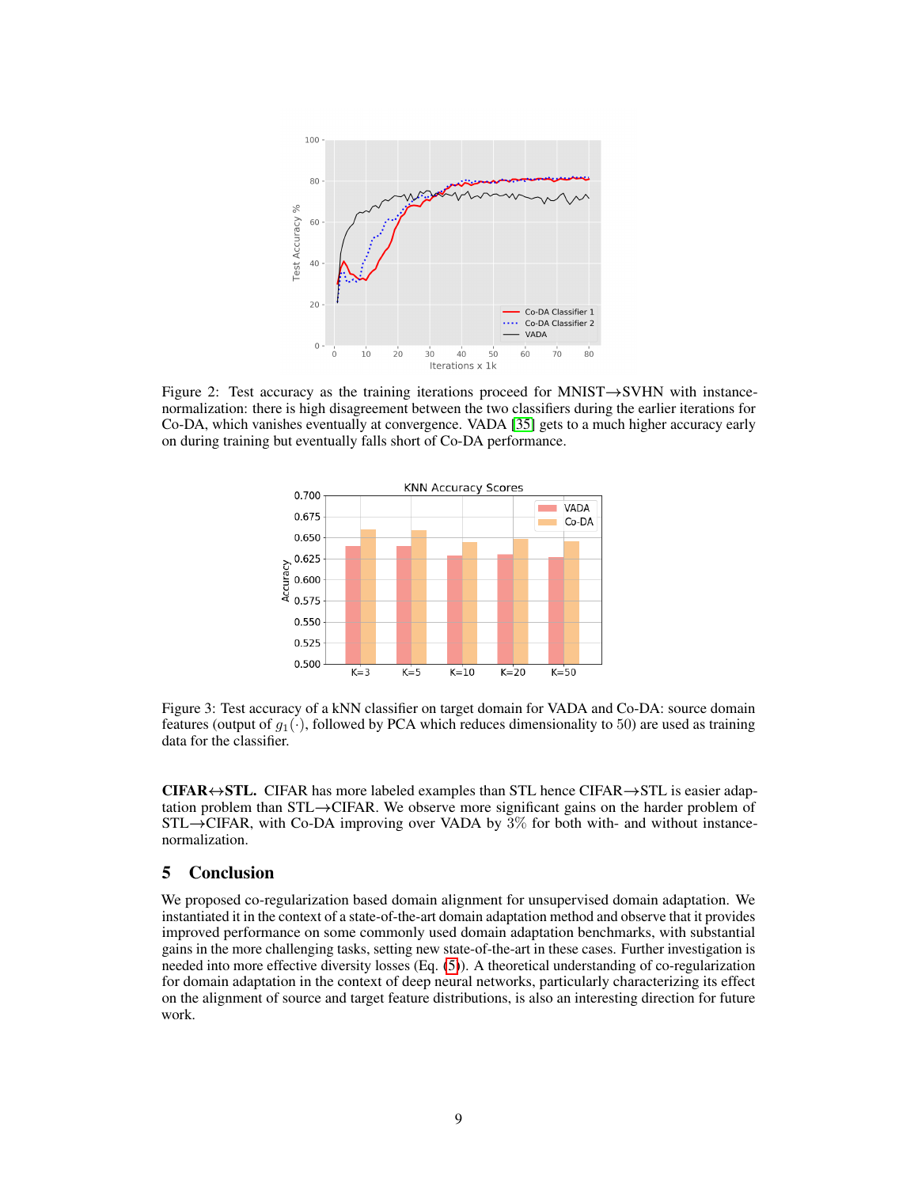Figure 2: Test accuracy as the training iterations proceed for MNIST→SVHN with instance-normalization: there is high disagreement between the two classifiers during the earlier iterations for Co-DA, which vanishes eventually at convergence. VADA [35] gets to a much higher accuracy early on during training but eventually falls short of Co-DA performance.

Figure 3: Test accuracy of a kNN classifier on target domain for VADA and Co-DA: source domain features (output of $g_1(\cdot)$, followed by PCA which reduces dimensionality to 50) are used as training data for the classifier.

**CIFAR↔STL.** CIFAR has more labeled examples than STL hence CIFAR→STL is easier adaptation problem than STL→CIFAR. We observe more significant gains on the harder problem of STL→CIFAR, with Co-DA improving over VADA by 3% for both with- and without instance-normalization.

## 5 Conclusion

We proposed co-regularization based domain alignment for unsupervised domain adaptation. We instantiated it in the context of a state-of-the-art domain adaptation method and observe that it provides improved performance on some commonly used domain adaptation benchmarks, with substantial gains in the more challenging tasks, setting new state-of-the-art in these cases. Further investigation is needed into more effective diversity losses (Eq. (5)). A theoretical understanding of co-regularization for domain adaptation in the context of deep neural networks, particularly characterizing its effect on the alignment of source and target feature distributions, is also an interesting direction for future work.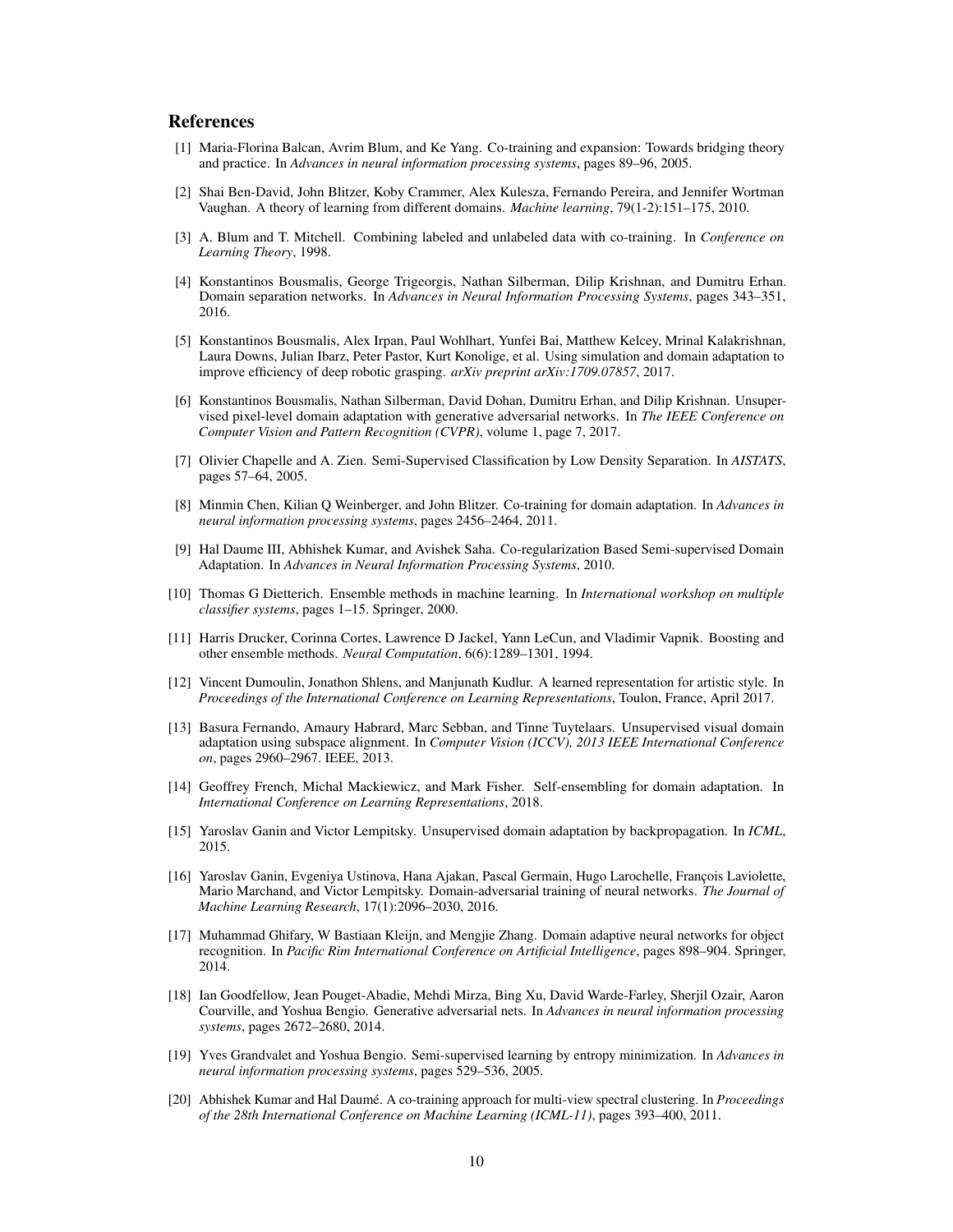## References

[1] Maria-Florina Balcan, Avrim Blum, and Ke Yang. Co-training and expansion: Towards bridging theory and practice. In *Advances in neural information processing systems*, pages 89–96, 2005.

[2] Shai Ben-David, John Blitzer, Koby Crammer, Alex Kulesza, Fernando Pereira, and Jennifer Wortman Vaughan. A theory of learning from different domains. *Machine learning*, 79(1-2):151–175, 2010.

[3] A. Blum and T. Mitchell. Combining labeled and unlabeled data with co-training. In *Conference on Learning Theory*, 1998.

[4] Konstantinos Bousmalis, George Trigeorgis, Nathan Silberman, Dilip Krishnan, and Dumitru Erhan. Domain separation networks. In *Advances in Neural Information Processing Systems*, pages 343–351, 2016.

[5] Konstantinos Bousmalis, Alex Irpan, Paul Wohlhart, Yunfei Bai, Matthew Kelcey, Mrinal Kalakrishnan, Laura Downs, Julian Ibarz, Peter Pastor, Kurt Konolige, et al. Using simulation and domain adaptation to improve efficiency of deep robotic grasping. *arXiv preprint arXiv:1709.07857*, 2017.

[6] Konstantinos Bousmalis, Nathan Silberman, David Dohan, Dumitru Erhan, and Dilip Krishnan. Unsupervised pixel-level domain adaptation with generative adversarial networks. In *The IEEE Conference on Computer Vision and Pattern Recognition (CVPR)*, volume 1, page 7, 2017.

[7] Olivier Chapelle and A. Zien. Semi-Supervised Classification by Low Density Separation. In *AISTATS*, pages 57–64, 2005.

[8] Minmin Chen, Kilian Q Weinberger, and John Blitzer. Co-training for domain adaptation. In *Advances in neural information processing systems*, pages 2456–2464, 2011.

[9] Hal Daume III, Abhishek Kumar, and Avishek Saha. Co-regularization Based Semi-supervised Domain Adaptation. In *Advances in Neural Information Processing Systems*, 2010.

[10] Thomas G Dietterich. Ensemble methods in machine learning. In *International workshop on multiple classifier systems*, pages 1–15. Springer, 2000.

[11] Harris Drucker, Corinna Cortes, Lawrence D Jackel, Yann LeCun, and Vladimir Vapnik. Boosting and other ensemble methods. *Neural Computation*, 6(6):1289–1301, 1994.

[12] Vincent Dumoulin, Jonathon Shlens, and Manjunath Kudlur. A learned representation for artistic style. In *Proceedings of the International Conference on Learning Representations*, Toulon, France, April 2017.

[13] Basura Fernando, Amaury Habrard, Marc Sebban, and Tinne Tuytelaars. Unsupervised visual domain adaptation using subspace alignment. In *Computer Vision (ICCV), 2013 IEEE International Conference on*, pages 2960–2967. IEEE, 2013.

[14] Geoffrey French, Michal Mackiewicz, and Mark Fisher. Self-ensembling for domain adaptation. In *International Conference on Learning Representations*, 2018.

[15] Yaroslav Ganin and Victor Lempitsky. Unsupervised domain adaptation by backpropagation. In *ICML*, 2015.

[16] Yaroslav Ganin, Evgeniya Ustinova, Hana Ajakan, Pascal Germain, Hugo Larochelle, François Laviolette, Mario Marchand, and Victor Lempitsky. Domain-adversarial training of neural networks. *The Journal of Machine Learning Research*, 17(1):2096–2030, 2016.

[17] Muhammad Ghifary, W Bastiaan Kleijn, and Mengjie Zhang. Domain adaptive neural networks for object recognition. In *Pacific Rim International Conference on Artificial Intelligence*, pages 898–904. Springer, 2014.

[18] Ian Goodfellow, Jean Pouget-Abadie, Mehdi Mirza, Bing Xu, David Warde-Farley, Sherjil Ozair, Aaron Courville, and Yoshua Bengio. Generative adversarial nets. In *Advances in neural information processing systems*, pages 2672–2680, 2014.

[19] Yves Grandvalet and Yoshua Bengio. Semi-supervised learning by entropy minimization. In *Advances in neural information processing systems*, pages 529–536, 2005.

[20] Abhishek Kumar and Hal Daumé. A co-training approach for multi-view spectral clustering. In *Proceedings of the 28th International Conference on Machine Learning (ICML-11)*, pages 393–400, 2011.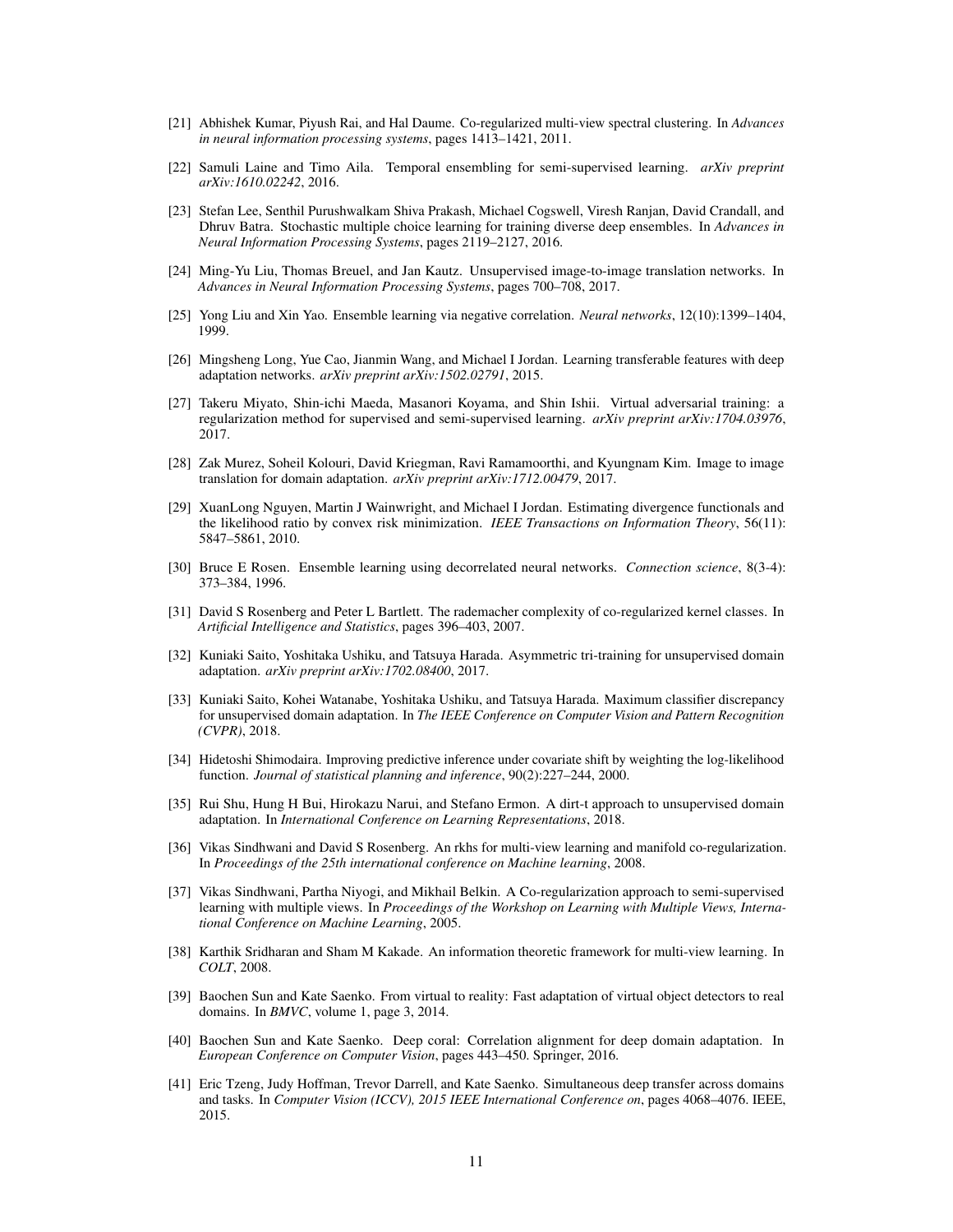[21] Abhishek Kumar, Piyush Rai, and Hal Daume. Co-regularized multi-view spectral clustering. In *Advances in neural information processing systems*, pages 1413–1421, 2011.

[22] Samuli Laine and Timo Aila. Temporal ensembling for semi-supervised learning. *arXiv preprint arXiv:1610.02242*, 2016.

[23] Stefan Lee, Senthil Purushwalkam Shiva Prakash, Michael Cogswell, Viresh Ranjan, David Crandall, and Dhruv Batra. Stochastic multiple choice learning for training diverse deep ensembles. In *Advances in Neural Information Processing Systems*, pages 2119–2127, 2016.

[24] Ming-Yu Liu, Thomas Breuel, and Jan Kautz. Unsupervised image-to-image translation networks. In *Advances in Neural Information Processing Systems*, pages 700–708, 2017.

[25] Yong Liu and Xin Yao. Ensemble learning via negative correlation. *Neural networks*, 12(10):1399–1404, 1999.

[26] Mingsheng Long, Yue Cao, Jianmin Wang, and Michael I Jordan. Learning transferable features with deep adaptation networks. *arXiv preprint arXiv:1502.02791*, 2015.

[27] Takeru Miyato, Shin-ichi Maeda, Masanori Koyama, and Shin Ishii. Virtual adversarial training: a regularization method for supervised and semi-supervised learning. *arXiv preprint arXiv:1704.03976*, 2017.

[28] Zak Murez, Soheil Kolouri, David Kriegman, Ravi Ramamoorthi, and Kyungnam Kim. Image to image translation for domain adaptation. *arXiv preprint arXiv:1712.00479*, 2017.

[29] XuanLong Nguyen, Martin J Wainwright, and Michael I Jordan. Estimating divergence functionals and the likelihood ratio by convex risk minimization. *IEEE Transactions on Information Theory*, 56(11): 5847–5861, 2010.

[30] Bruce E Rosen. Ensemble learning using decorrelated neural networks. *Connection science*, 8(3-4): 373–384, 1996.

[31] David S Rosenberg and Peter L Bartlett. The rademacher complexity of co-regularized kernel classes. In *Artificial Intelligence and Statistics*, pages 396–403, 2007.

[32] Kuniaki Saito, Yoshitaka Ushiku, and Tatsuya Harada. Asymmetric tri-training for unsupervised domain adaptation. *arXiv preprint arXiv:1702.08400*, 2017.

[33] Kuniaki Saito, Kohei Watanabe, Yoshitaka Ushiku, and Tatsuya Harada. Maximum classifier discrepancy for unsupervised domain adaptation. In *The IEEE Conference on Computer Vision and Pattern Recognition (CVPR)*, 2018.

[34] Hidetoshi Shimodaira. Improving predictive inference under covariate shift by weighting the log-likelihood function. *Journal of statistical planning and inference*, 90(2):227–244, 2000.

[35] Rui Shu, Hung H Bui, Hirokazu Narui, and Stefano Ermon. A dirt-t approach to unsupervised domain adaptation. In *International Conference on Learning Representations*, 2018.

[36] Vikas Sindhwani and David S Rosenberg. An rkhs for multi-view learning and manifold co-regularization. In *Proceedings of the 25th international conference on Machine learning*, 2008.

[37] Vikas Sindhwani, Partha Niyogi, and Mikhail Belkin. A Co-regularization approach to semi-supervised learning with multiple views. In *Proceedings of the Workshop on Learning with Multiple Views, International Conference on Machine Learning*, 2005.

[38] Karthik Sridharan and Sham M Kakade. An information theoretic framework for multi-view learning. In *COLT*, 2008.

[39] Baochen Sun and Kate Saenko. From virtual to reality: Fast adaptation of virtual object detectors to real domains. In *BMVC*, volume 1, page 3, 2014.

[40] Baochen Sun and Kate Saenko. Deep coral: Correlation alignment for deep domain adaptation. In *European Conference on Computer Vision*, pages 443–450. Springer, 2016.

[41] Eric Tzeng, Judy Hoffman, Trevor Darrell, and Kate Saenko. Simultaneous deep transfer across domains and tasks. In *Computer Vision (ICCV), 2015 IEEE International Conference on*, pages 4068–4076. IEEE, 2015.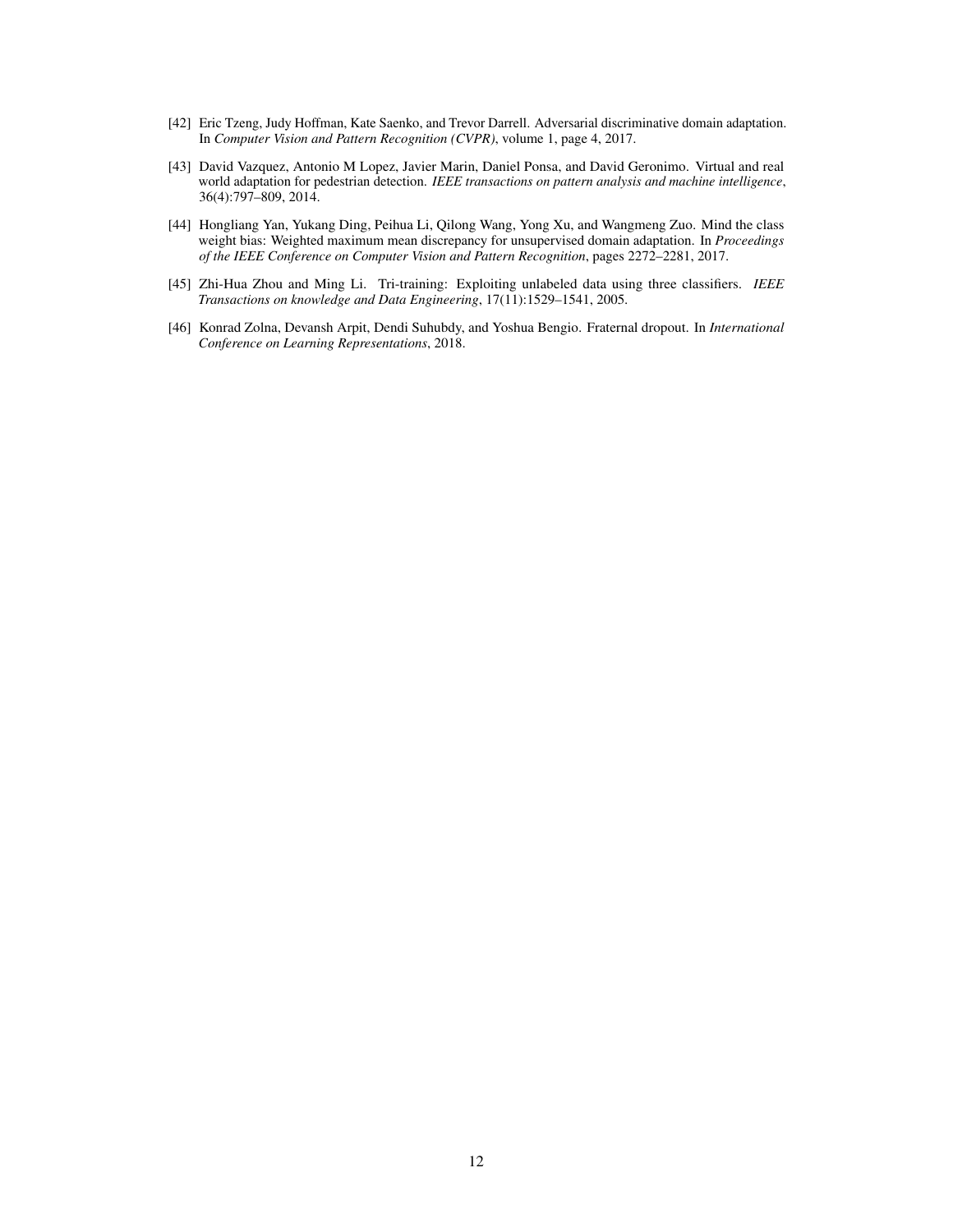[42] Eric Tzeng, Judy Hoffman, Kate Saenko, and Trevor Darrell. Adversarial discriminative domain adaptation. In *Computer Vision and Pattern Recognition (CVPR)*, volume 1, page 4, 2017.

[43] David Vazquez, Antonio M Lopez, Javier Marin, Daniel Ponsa, and David Geronimo. Virtual and real world adaptation for pedestrian detection. *IEEE transactions on pattern analysis and machine intelligence*, 36(4):797–809, 2014.

[44] Hongliang Yan, Yukang Ding, Peihua Li, Qilong Wang, Yong Xu, and Wangmeng Zuo. Mind the class weight bias: Weighted maximum mean discrepancy for unsupervised domain adaptation. In *Proceedings of the IEEE Conference on Computer Vision and Pattern Recognition*, pages 2272–2281, 2017.

[45] Zhi-Hua Zhou and Ming Li. Tri-training: Exploiting unlabeled data using three classifiers. *IEEE Transactions on knowledge and Data Engineering*, 17(11):1529–1541, 2005.

[46] Konrad Zolna, Devansh Arpit, Dendi Suhubdy, and Yoshua Bengio. Fraternal dropout. In *International Conference on Learning Representations*, 2018.